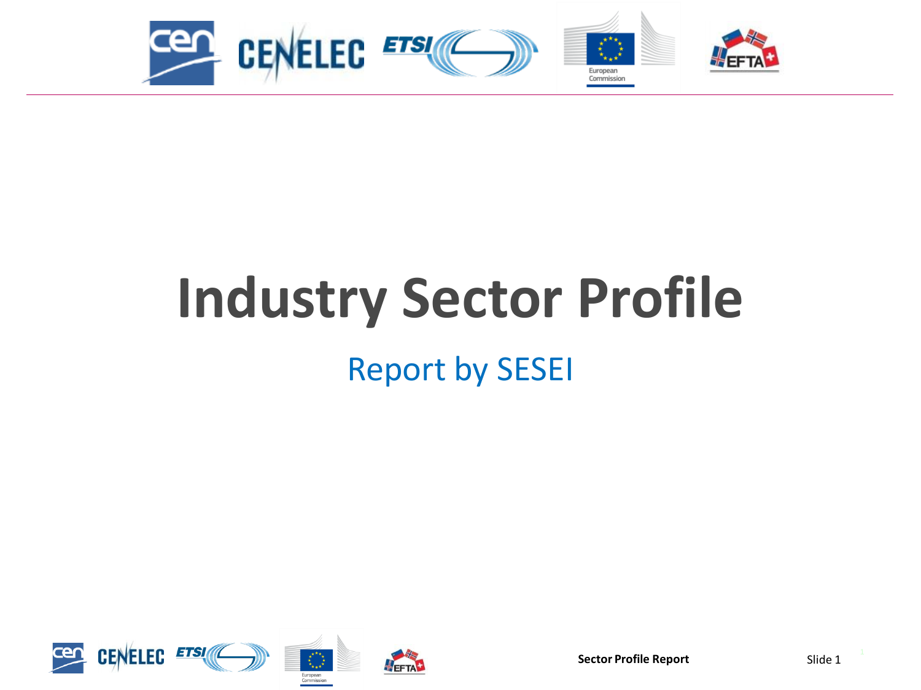# Industry Sector Profile

## Report by SESEI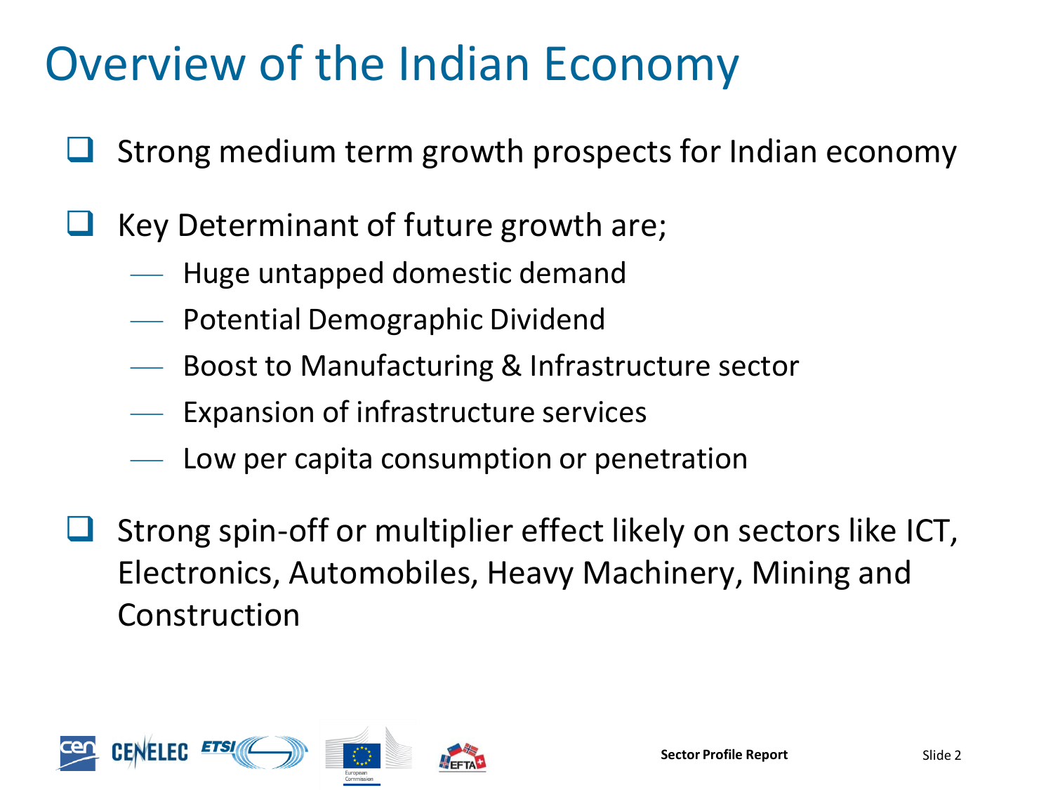# Overview of the Indian Economy

- Strong medium term growth prospects for Indian economy
- Key Determinant of future growth are;
  - Huge untapped domestic demand
  - Potential Demographic Dividend
  - Boost to Manufacturing & Infrastructure sector
  - Expansion of infrastructure services
  - Low per capita consumption or penetration
- Strong spin-off or multiplier effect likely on sectors like ICT, Electronics, Automobiles, Heavy Machinery, Mining and Construction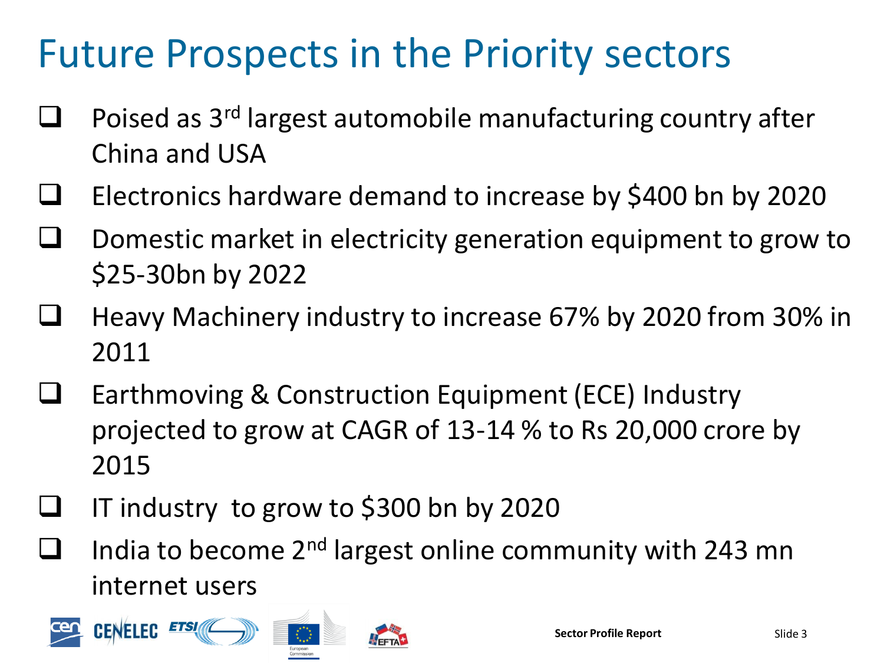# Future Prospects in the Priority sectors

- Poised as 3rd largest automobile manufacturing country after China and USA
- Electronics hardware demand to increase by $400 bn by 2020
- Domestic market in electricity generation equipment to grow to $25-30bn by 2022
- Heavy Machinery industry to increase 67% by 2020 from 30% in 2011
- Earthmoving & Construction Equipment (ECE) Industry projected to grow at CAGR of 13-14 % to Rs 20,000 crore by 2015
- IT industry to grow to $300 bn by 2020
- India to become 2nd largest online community with 243 mn internet users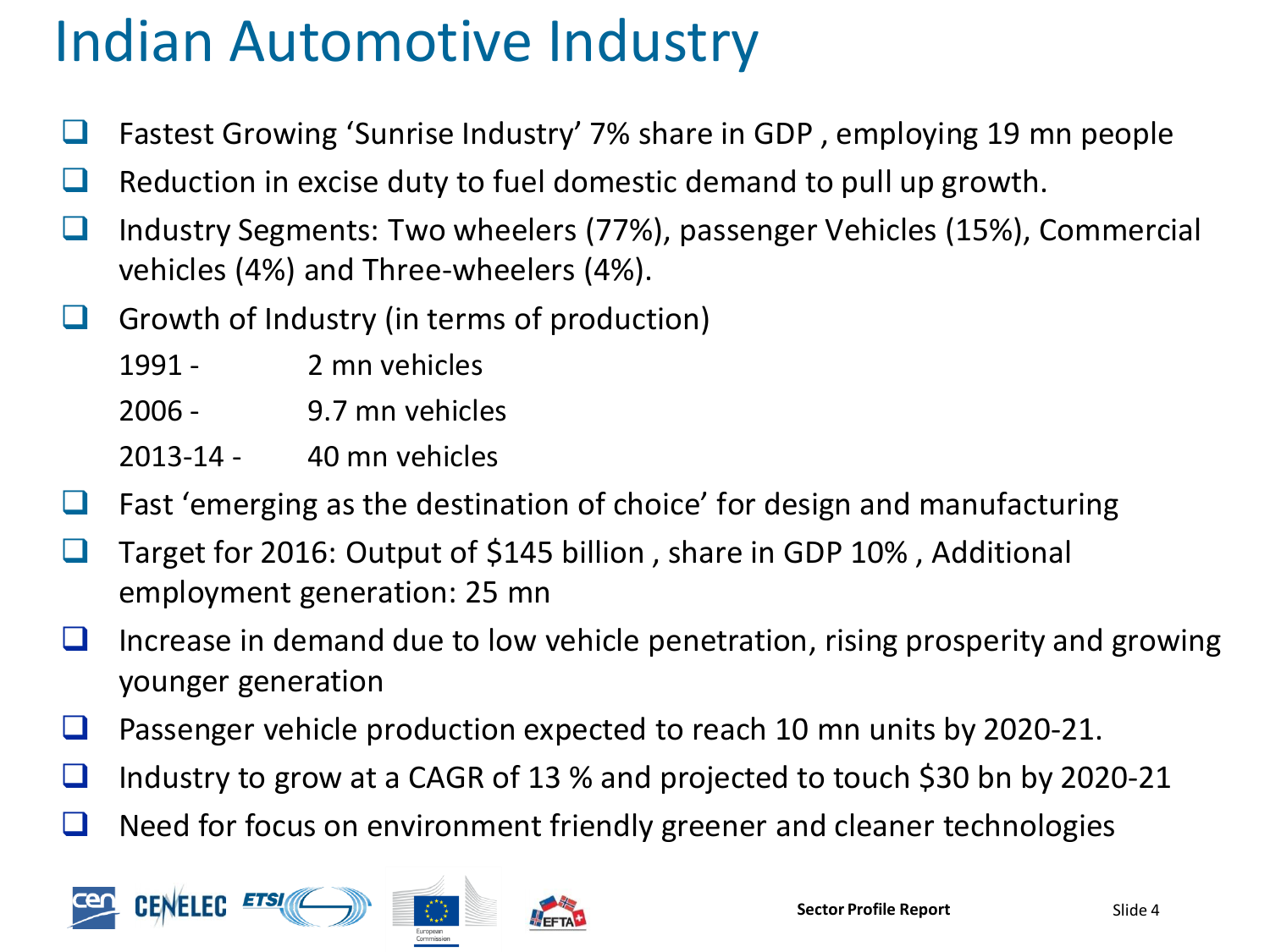# Indian Automotive Industry

- Fastest Growing 'Sunrise Industry' 7% share in GDP , employing 19 mn people
- Reduction in excise duty to fuel domestic demand to pull up growth.
- Industry Segments: Two wheelers (77%), passenger Vehicles (15%), Commercial vehicles (4%) and Three-wheelers (4%).
- Growth of Industry (in terms of production)

  1991 - 2 mn vehicles

  2006 - 9.7 mn vehicles

  2013-14 - 40 mn vehicles
- Fast 'emerging as the destination of choice' for design and manufacturing
- Target for 2016: Output of $145 billion , share in GDP 10% , Additional employment generation: 25 mn
- Increase in demand due to low vehicle penetration, rising prosperity and growing younger generation
- Passenger vehicle production expected to reach 10 mn units by 2020-21.
- Industry to grow at a CAGR of 13 % and projected to touch $30 bn by 2020-21
- Need for focus on environment friendly greener and cleaner technologies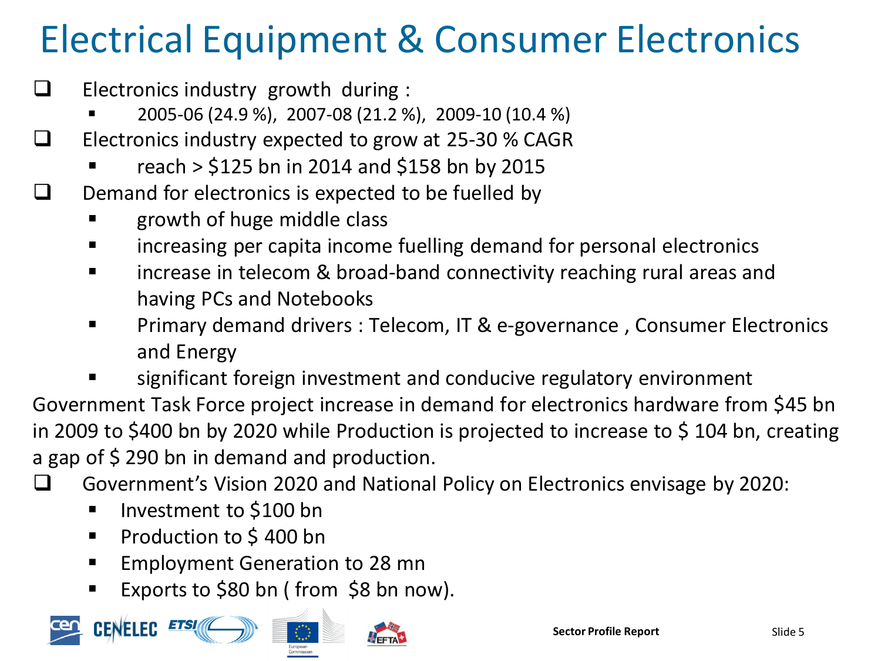# Electrical Equipment & Consumer Electronics

- Electronics industry growth during :
  - 2005-06 (24.9 %), 2007-08 (21.2 %), 2009-10 (10.4 %)
- Electronics industry expected to grow at 25-30 % CAGR
  - reach > $125 bn in 2014 and $158 bn by 2015
- Demand for electronics is expected to be fuelled by
  - growth of huge middle class
  - increasing per capita income fuelling demand for personal electronics
  - increase in telecom & broad-band connectivity reaching rural areas and having PCs and Notebooks
  - Primary demand drivers : Telecom, IT & e-governance , Consumer Electronics and Energy
  - significant foreign investment and conducive regulatory environment

Government Task Force project increase in demand for electronics hardware from $45 bn in 2009 to $400 bn by 2020 while Production is projected to increase to $ 104 bn, creating a gap of $ 290 bn in demand and production.

- Government's Vision 2020 and National Policy on Electronics envisage by 2020:
  - Investment to $100 bn
  - Production to $ 400 bn
  - Employment Generation to 28 mn
  - Exports to $80 bn ( from $8 bn now).

Sector Profile Report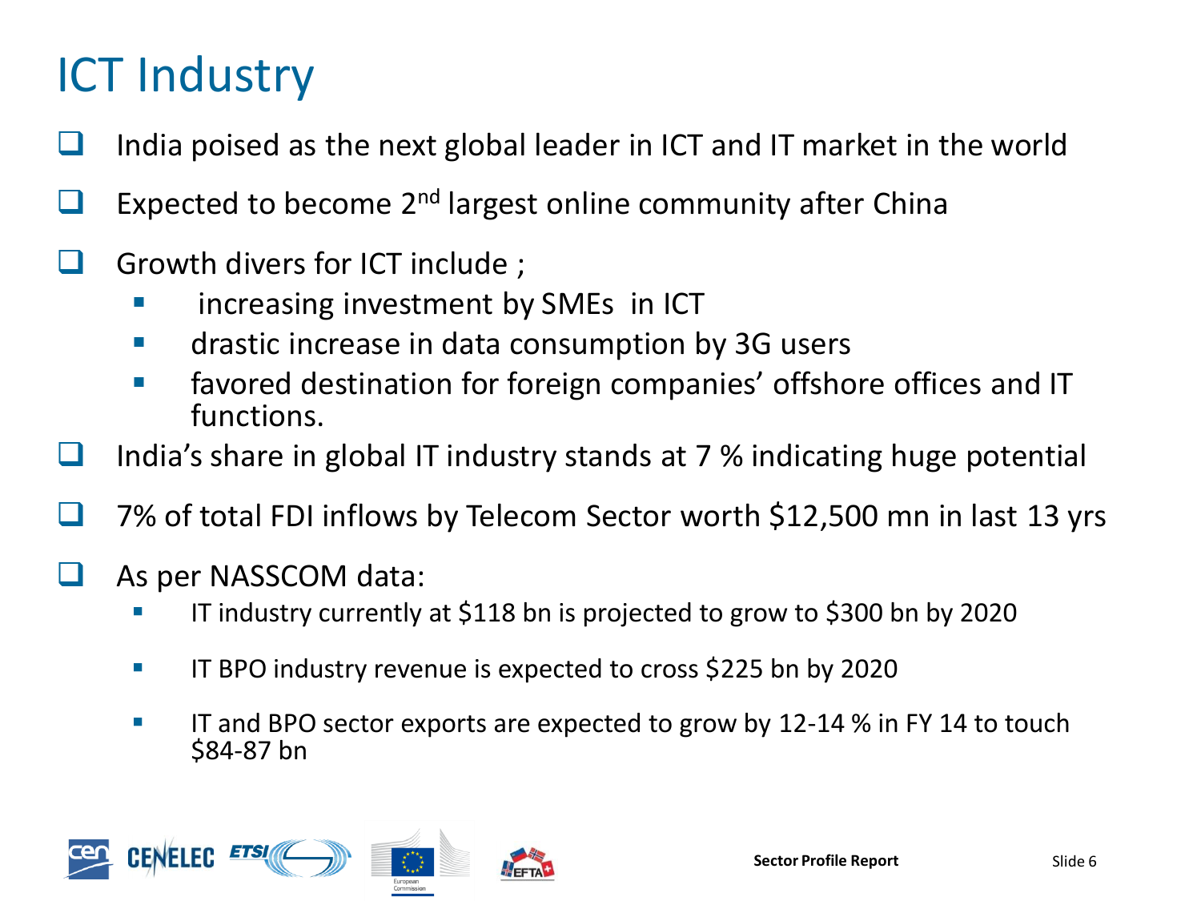# ICT Industry

- India poised as the next global leader in ICT and IT market in the world
- Expected to become 2nd largest online community after China
- Growth divers for ICT include ;
  - increasing investment by SMEs in ICT
  - drastic increase in data consumption by 3G users
  - favored destination for foreign companies' offshore offices and IT functions.
- India's share in global IT industry stands at 7 % indicating huge potential
- 7% of total FDI inflows by Telecom Sector worth $12,500 mn in last 13 yrs
- As per NASSCOM data:
  - IT industry currently at $118 bn is projected to grow to $300 bn by 2020
  - IT BPO industry revenue is expected to cross $225 bn by 2020
  - IT and BPO sector exports are expected to grow by 12-14 % in FY 14 to touch $84-87 bn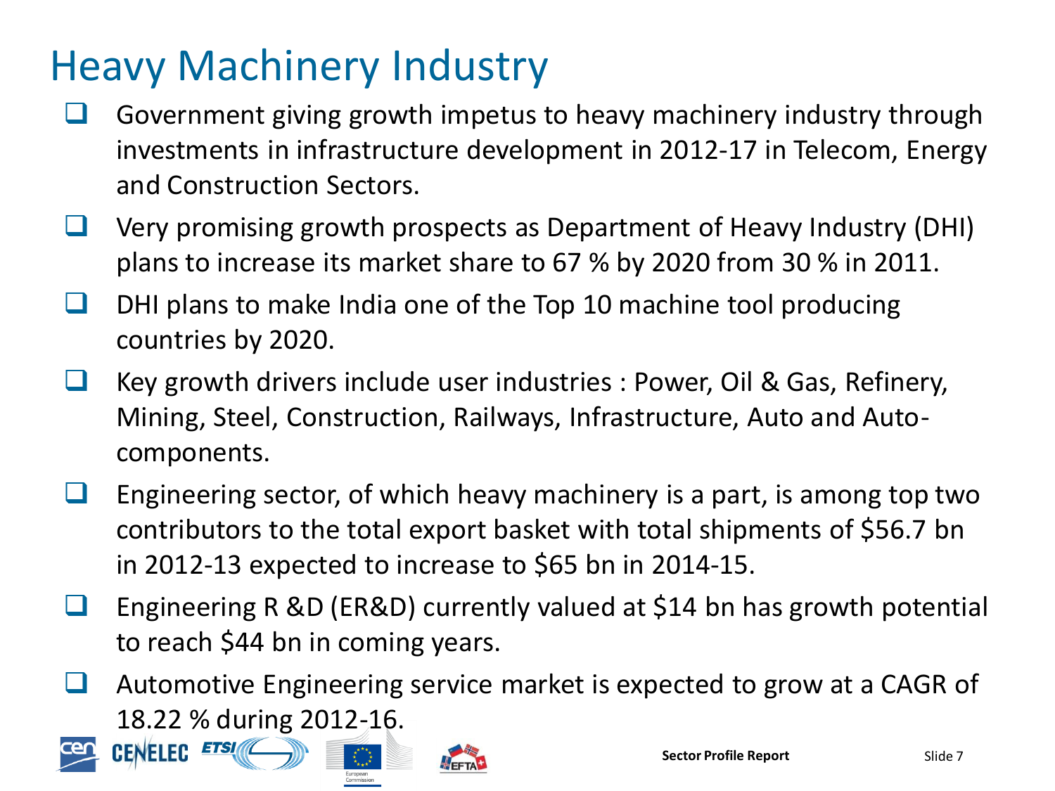# Heavy Machinery Industry

- Government giving growth impetus to heavy machinery industry through investments in infrastructure development in 2012-17 in Telecom, Energy and Construction Sectors.
- Very promising growth prospects as Department of Heavy Industry (DHI) plans to increase its market share to 67 % by 2020 from 30 % in 2011.
- DHI plans to make India one of the Top 10 machine tool producing countries by 2020.
- Key growth drivers include user industries : Power, Oil & Gas, Refinery, Mining, Steel, Construction, Railways, Infrastructure, Auto and Auto-components.
- Engineering sector, of which heavy machinery is a part, is among top two contributors to the total export basket with total shipments of $56.7 bn in 2012-13 expected to increase to $65 bn in 2014-15.
- Engineering R &D (ER&D) currently valued at $14 bn has growth potential to reach $44 bn in coming years.
- Automotive Engineering service market is expected to grow at a CAGR of 18.22 % during 2012-16.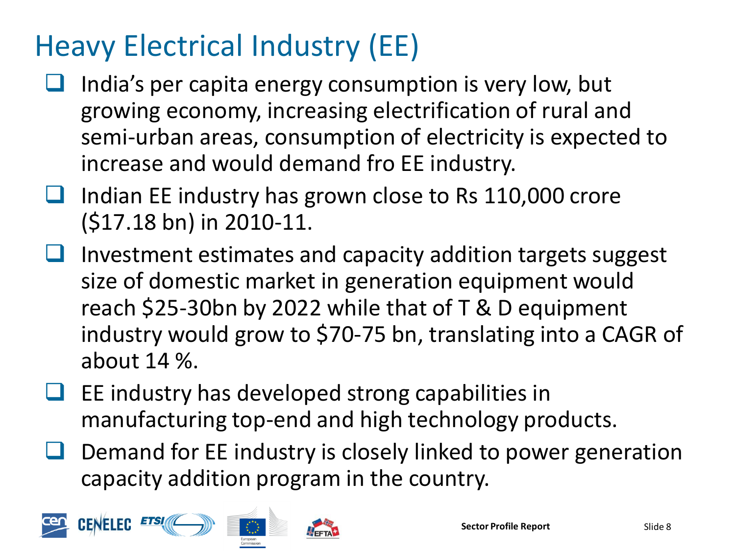# Heavy Electrical Industry (EE)

- India's per capita energy consumption is very low, but growing economy, increasing electrification of rural and semi-urban areas, consumption of electricity is expected to increase and would demand fro EE industry.
- Indian EE industry has grown close to Rs 110,000 crore ($17.18 bn) in 2010-11.
- Investment estimates and capacity addition targets suggest size of domestic market in generation equipment would reach $25-30bn by 2022 while that of T & D equipment industry would grow to $70-75 bn, translating into a CAGR of about 14 %.
- EE industry has developed strong capabilities in manufacturing top-end and high technology products.
- Demand for EE industry is closely linked to power generation capacity addition program in the country.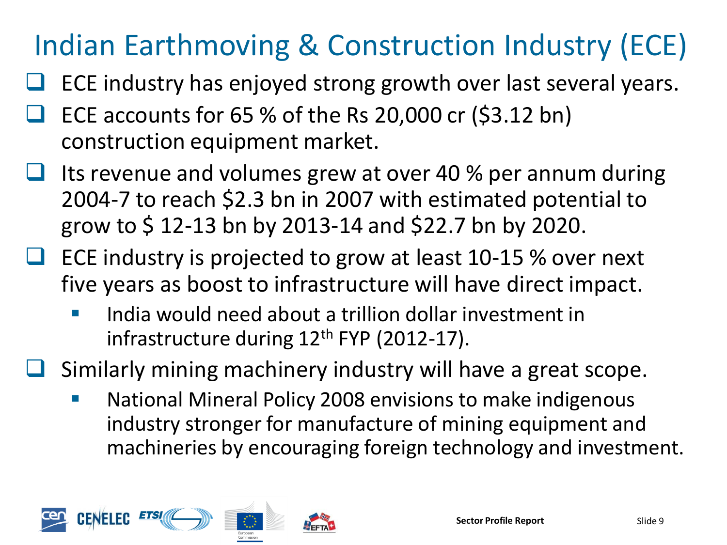# Indian Earthmoving & Construction Industry (ECE)

- ECE industry has enjoyed strong growth over last several years.
- ECE accounts for 65 % of the Rs 20,000 cr ($3.12 bn) construction equipment market.
- Its revenue and volumes grew at over 40 % per annum during 2004-7 to reach $2.3 bn in 2007 with estimated potential to grow to $ 12-13 bn by 2013-14 and $22.7 bn by 2020.
- ECE industry is projected to grow at least 10-15 % over next five years as boost to infrastructure will have direct impact.
  - India would need about a trillion dollar investment in infrastructure during 12th FYP (2012-17).
- Similarly mining machinery industry will have a great scope.
  - National Mineral Policy 2008 envisions to make indigenous industry stronger for manufacture of mining equipment and machineries by encouraging foreign technology and investment.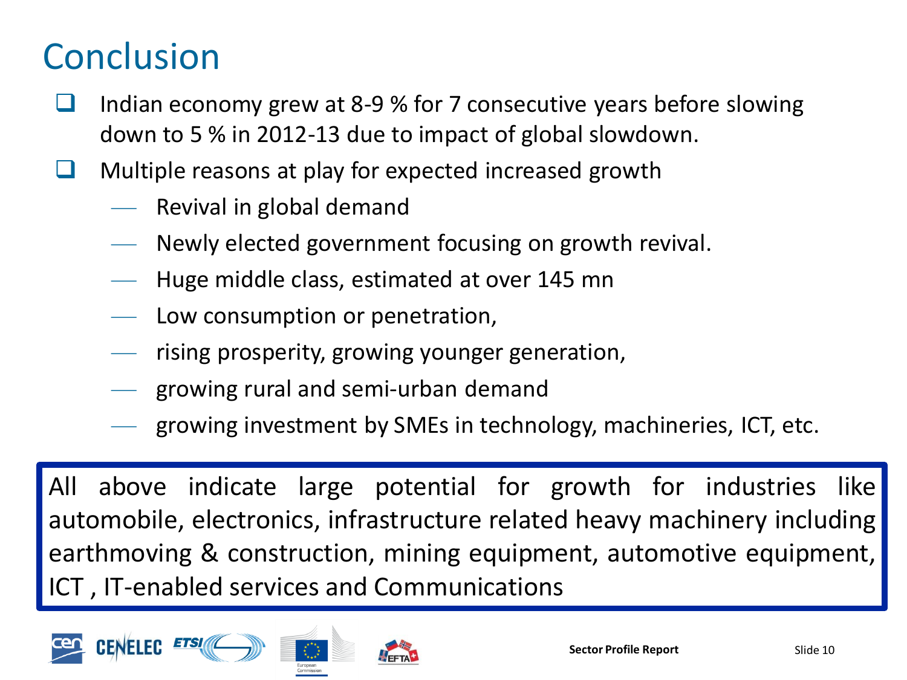# Conclusion

- Indian economy grew at 8-9 % for 7 consecutive years before slowing down to 5 % in 2012-13 due to impact of global slowdown.
- Multiple reasons at play for expected increased growth
  - Revival in global demand
  - Newly elected government focusing on growth revival.
  - Huge middle class, estimated at over 145 mn
  - Low consumption or penetration,
  - rising prosperity, growing younger generation,
  - growing rural and semi-urban demand
  - growing investment by SMEs in technology, machineries, ICT, etc.

All above indicate large potential for growth for industries like automobile, electronics, infrastructure related heavy machinery including earthmoving & construction, mining equipment, automotive equipment, ICT , IT-enabled services and Communications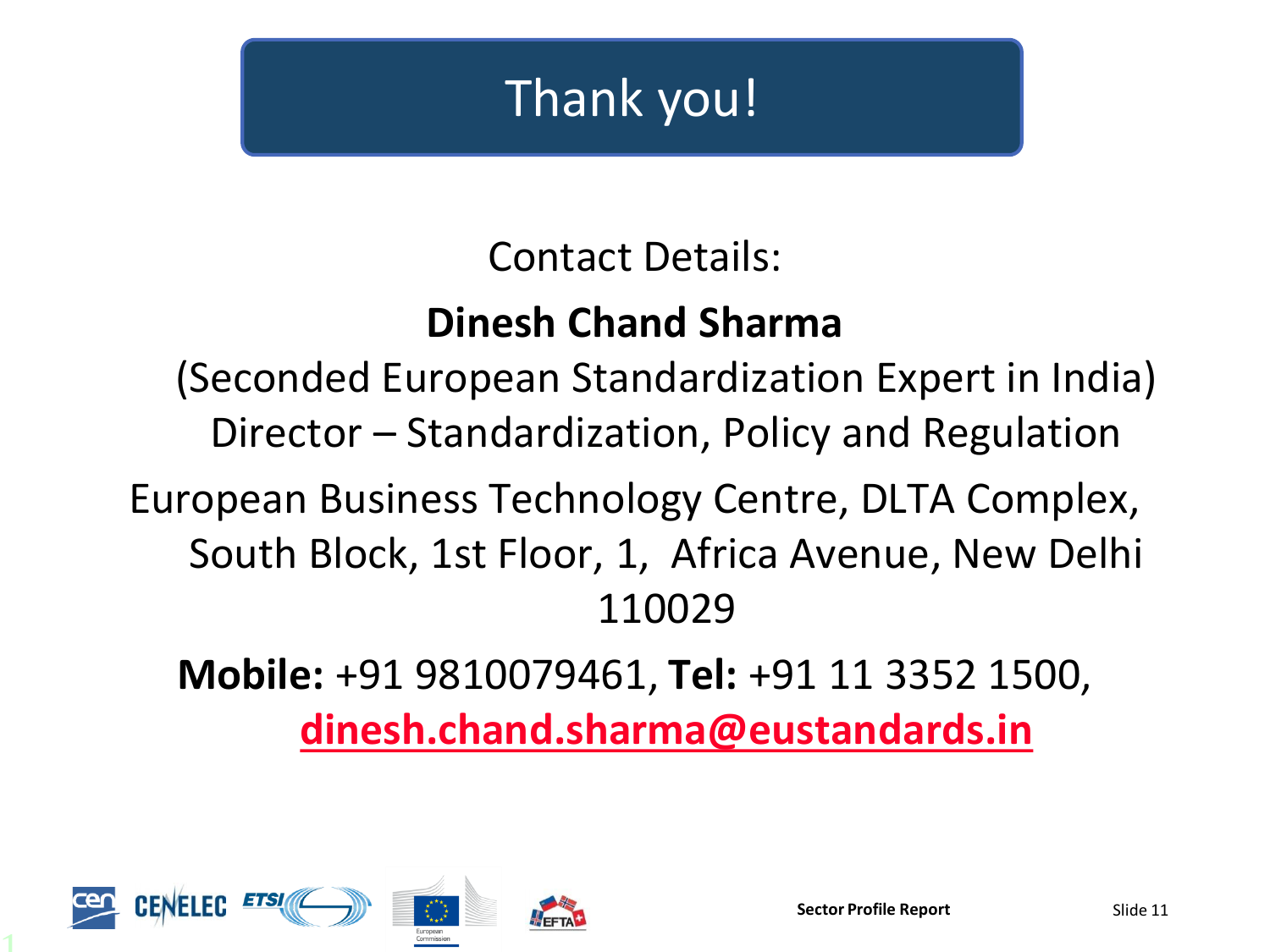# Thank you!

Contact Details:

**Dinesh Chand Sharma**

(Seconded European Standardization Expert in India)
Director – Standardization, Policy and Regulation

European Business Technology Centre, DLTA Complex, South Block, 1st Floor, 1, Africa Avenue, New Delhi 110029

**Mobile:** +91 9810079461, **Tel:** +91 11 3352 1500, dinesh.chand.sharma@eustandards.in